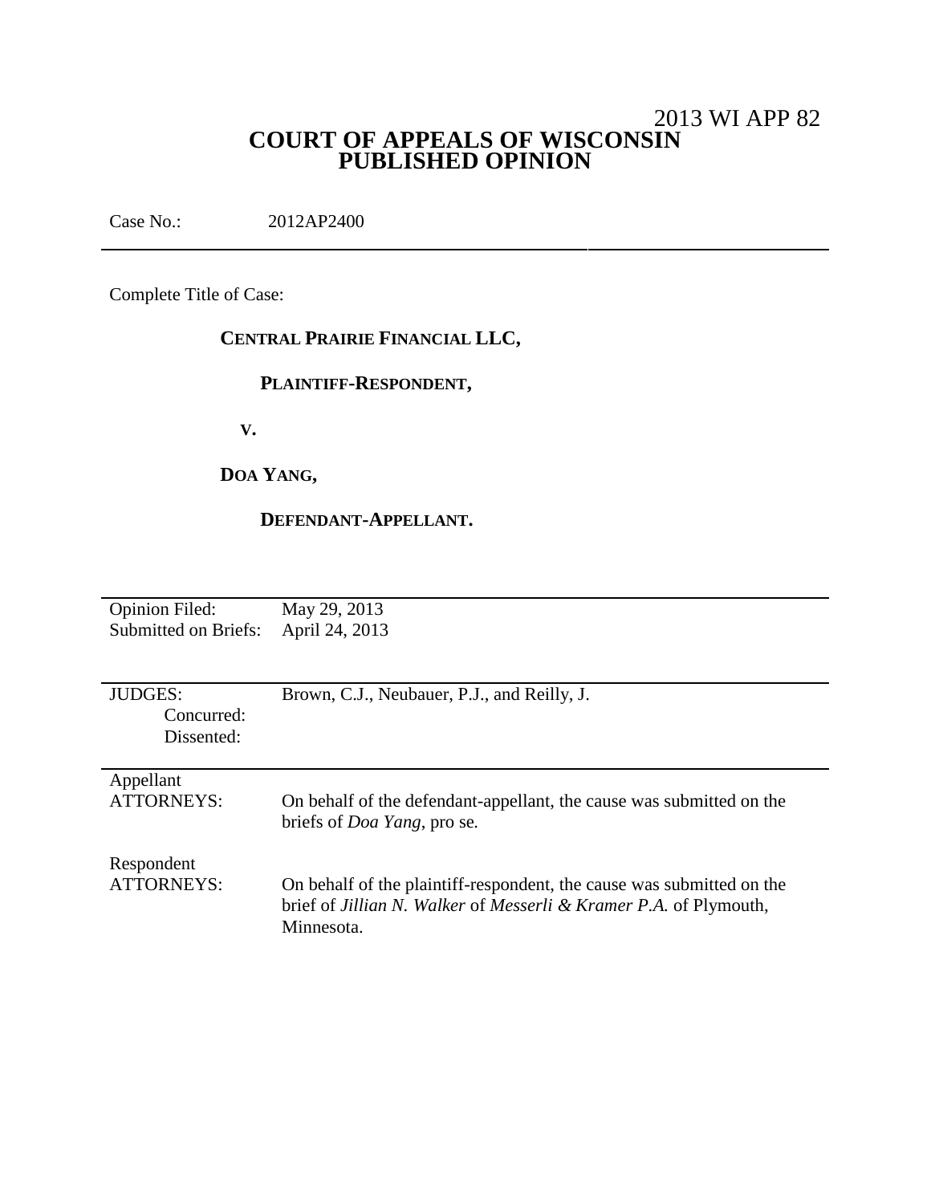2013 WI APP 82

# COURT OF APPEALS OF WISCONSIN
# PUBLISHED OPINION

Case No.: 2012AP2400

---

Complete Title of Case:

**CENTRAL PRAIRIE FINANCIAL LLC,**

**PLAINTIFF-RESPONDENT,**

**V.**

**DOA YANG,**

**DEFENDANT-APPELLANT.**

---

| | |
|---|---|
| Opinion Filed: | May 29, 2013 |
| Submitted on Briefs: | April 24, 2013 |

---

| | |
|---|---|
| JUDGES: | Brown, C.J., Neubauer, P.J., and Reilly, J. |
| Concurred: | |
| Dissented: | |

---

| | |
|---|---|
| Appellant ATTORNEYS: | On behalf of the defendant-appellant, the cause was submitted on the briefs of *Doa Yang*, pro se. |
| Respondent ATTORNEYS: | On behalf of the plaintiff-respondent, the cause was submitted on the brief of *Jillian N. Walker* of *Messerli & Kramer P.A.* of Plymouth, Minnesota. |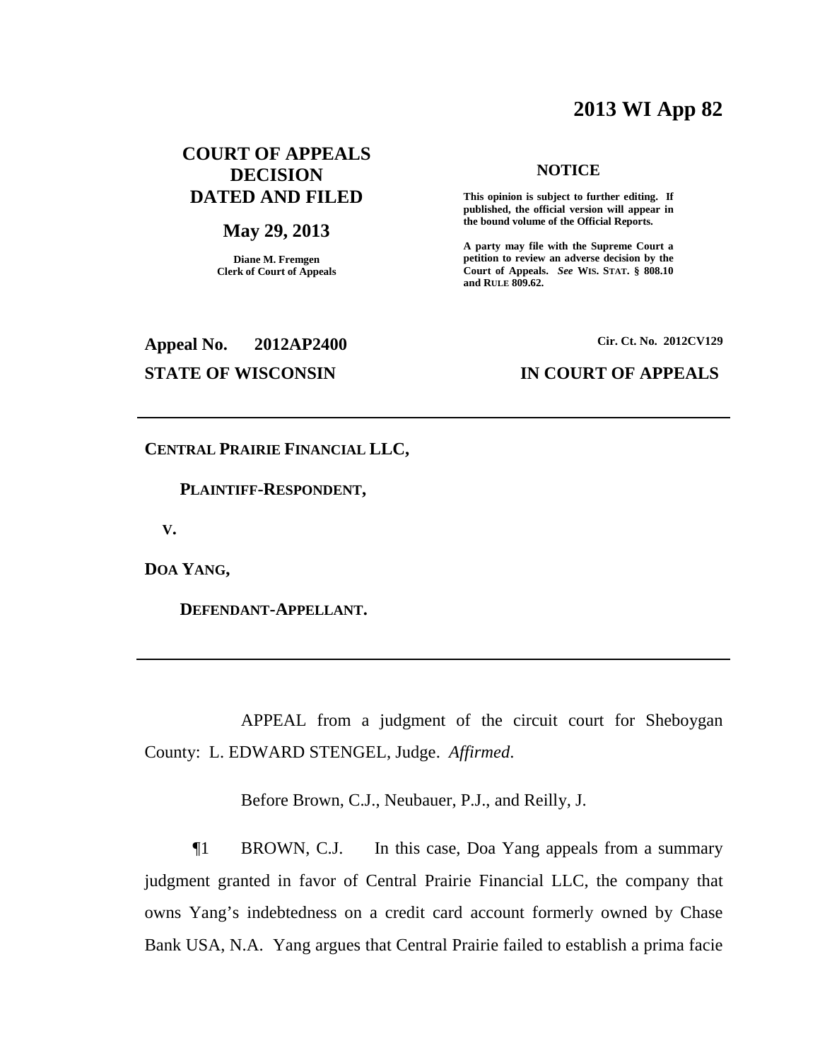# 2013 WI App 82

## COURT OF APPEALS DECISION DATED AND FILED

**May 29, 2013**

**Diane M. Fremgen**
**Clerk of Court of Appeals**

**NOTICE**

**This opinion is subject to further editing. If published, the official version will appear in the bound volume of the Official Reports.**

**A party may file with the Supreme Court a petition to review an adverse decision by the Court of Appeals.** ***See*** **WIS. STAT. § 808.10 and RULE 809.62.**

**Appeal No. 2012AP2400** **Cir. Ct. No. 2012CV129**

**STATE OF WISCONSIN** **IN COURT OF APPEALS**

---

**CENTRAL PRAIRIE FINANCIAL LLC,**

**PLAINTIFF-RESPONDENT,**

**V.**

**DOA YANG,**

**DEFENDANT-APPELLANT.**

---

APPEAL from a judgment of the circuit court for Sheboygan County: L. EDWARD STENGEL, Judge. *Affirmed*.

Before Brown, C.J., Neubauer, P.J., and Reilly, J.

¶1 BROWN, C.J. In this case, Doa Yang appeals from a summary judgment granted in favor of Central Prairie Financial LLC, the company that owns Yang's indebtedness on a credit card account formerly owned by Chase Bank USA, N.A. Yang argues that Central Prairie failed to establish a prima facie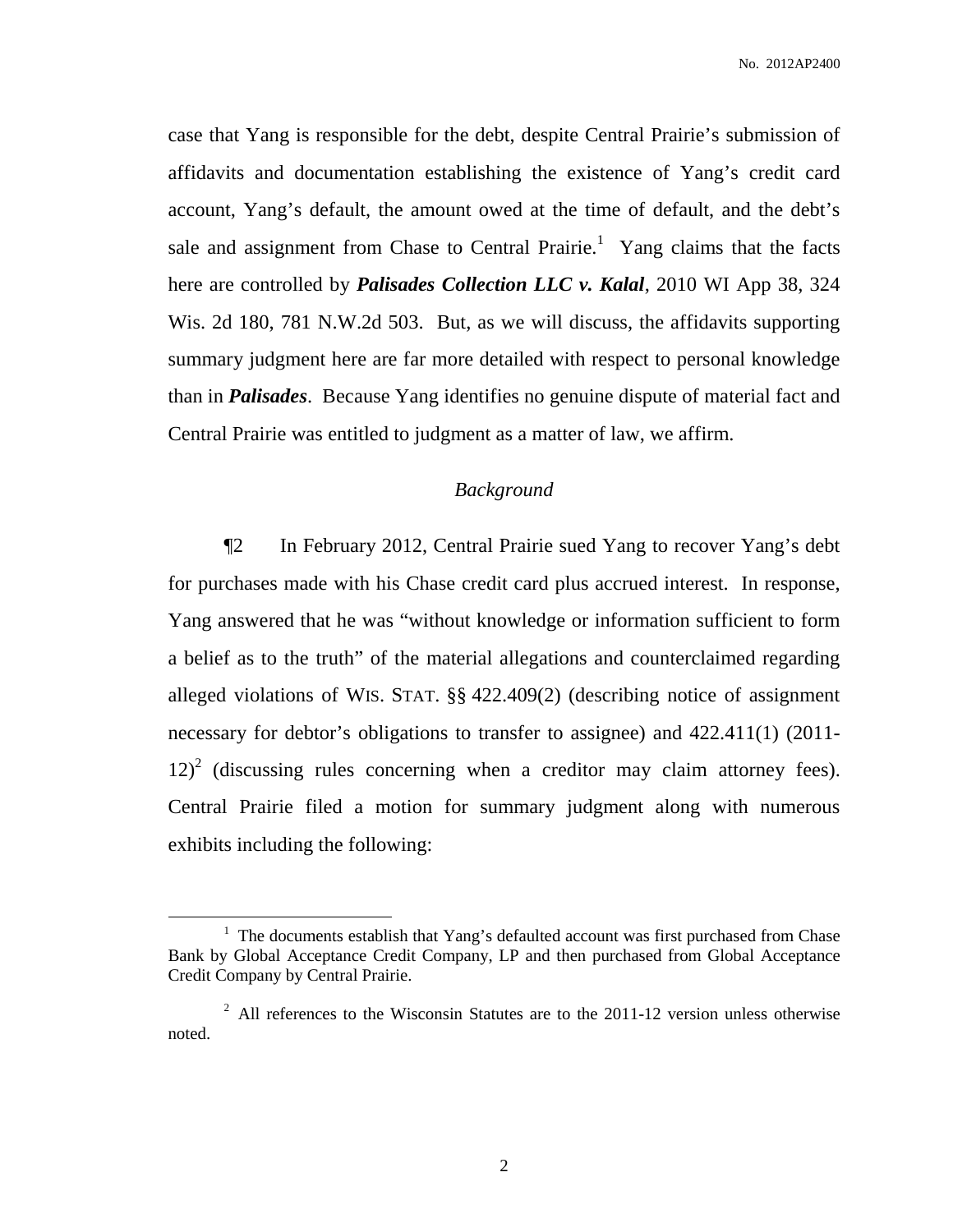case that Yang is responsible for the debt, despite Central Prairie's submission of affidavits and documentation establishing the existence of Yang's credit card account, Yang's default, the amount owed at the time of default, and the debt's sale and assignment from Chase to Central Prairie.[1] Yang claims that the facts here are controlled by ***Palisades Collection LLC v. Kalal***, 2010 WI App 38, 324 Wis. 2d 180, 781 N.W.2d 503. But, as we will discuss, the affidavits supporting summary judgment here are far more detailed with respect to personal knowledge than in ***Palisades***. Because Yang identifies no genuine dispute of material fact and Central Prairie was entitled to judgment as a matter of law, we affirm.

*Background*

¶2 In February 2012, Central Prairie sued Yang to recover Yang's debt for purchases made with his Chase credit card plus accrued interest. In response, Yang answered that he was "without knowledge or information sufficient to form a belief as to the truth" of the material allegations and counterclaimed regarding alleged violations of WIS. STAT. §§ 422.409(2) (describing notice of assignment necessary for debtor's obligations to transfer to assignee) and 422.411(1) (2011-12)[2] (discussing rules concerning when a creditor may claim attorney fees). Central Prairie filed a motion for summary judgment along with numerous exhibits including the following:

---

[1] The documents establish that Yang's defaulted account was first purchased from Chase Bank by Global Acceptance Credit Company, LP and then purchased from Global Acceptance Credit Company by Central Prairie.

[2] All references to the Wisconsin Statutes are to the 2011-12 version unless otherwise noted.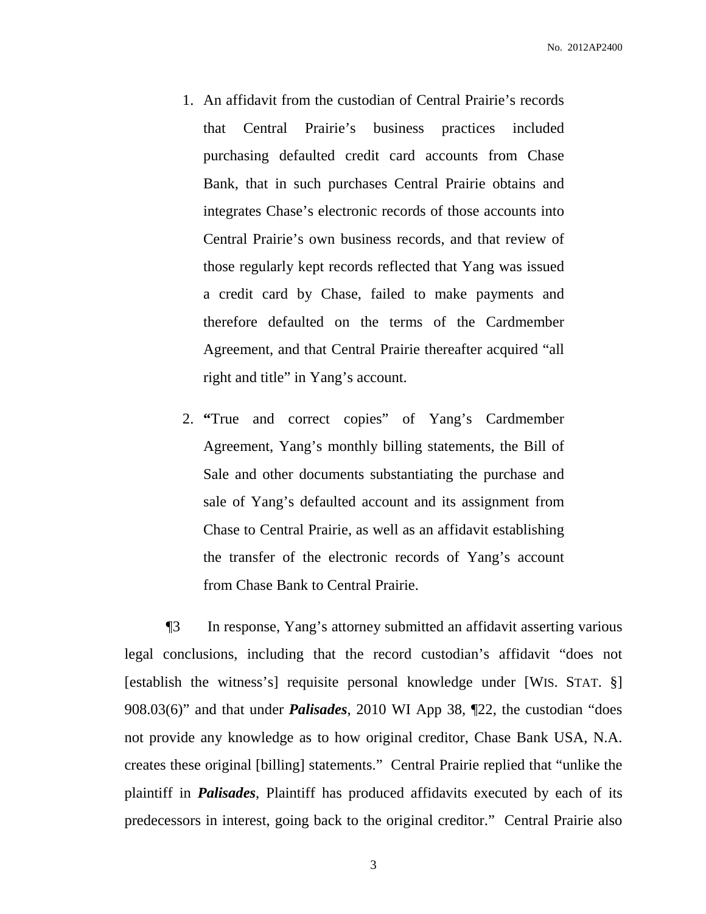1. An affidavit from the custodian of Central Prairie's records that Central Prairie's business practices included purchasing defaulted credit card accounts from Chase Bank, that in such purchases Central Prairie obtains and integrates Chase's electronic records of those accounts into Central Prairie's own business records, and that review of those regularly kept records reflected that Yang was issued a credit card by Chase, failed to make payments and therefore defaulted on the terms of the Cardmember Agreement, and that Central Prairie thereafter acquired "all right and title" in Yang's account.

2. **"**True and correct copies" of Yang's Cardmember Agreement, Yang's monthly billing statements, the Bill of Sale and other documents substantiating the purchase and sale of Yang's defaulted account and its assignment from Chase to Central Prairie, as well as an affidavit establishing the transfer of the electronic records of Yang's account from Chase Bank to Central Prairie.

¶3 In response, Yang's attorney submitted an affidavit asserting various legal conclusions, including that the record custodian's affidavit "does not [establish the witness's] requisite personal knowledge under [WIS. STAT. §] 908.03(6)" and that under ***Palisades***, 2010 WI App 38, ¶22, the custodian "does not provide any knowledge as to how original creditor, Chase Bank USA, N.A. creates these original [billing] statements." Central Prairie replied that "unlike the plaintiff in ***Palisades***, Plaintiff has produced affidavits executed by each of its predecessors in interest, going back to the original creditor." Central Prairie also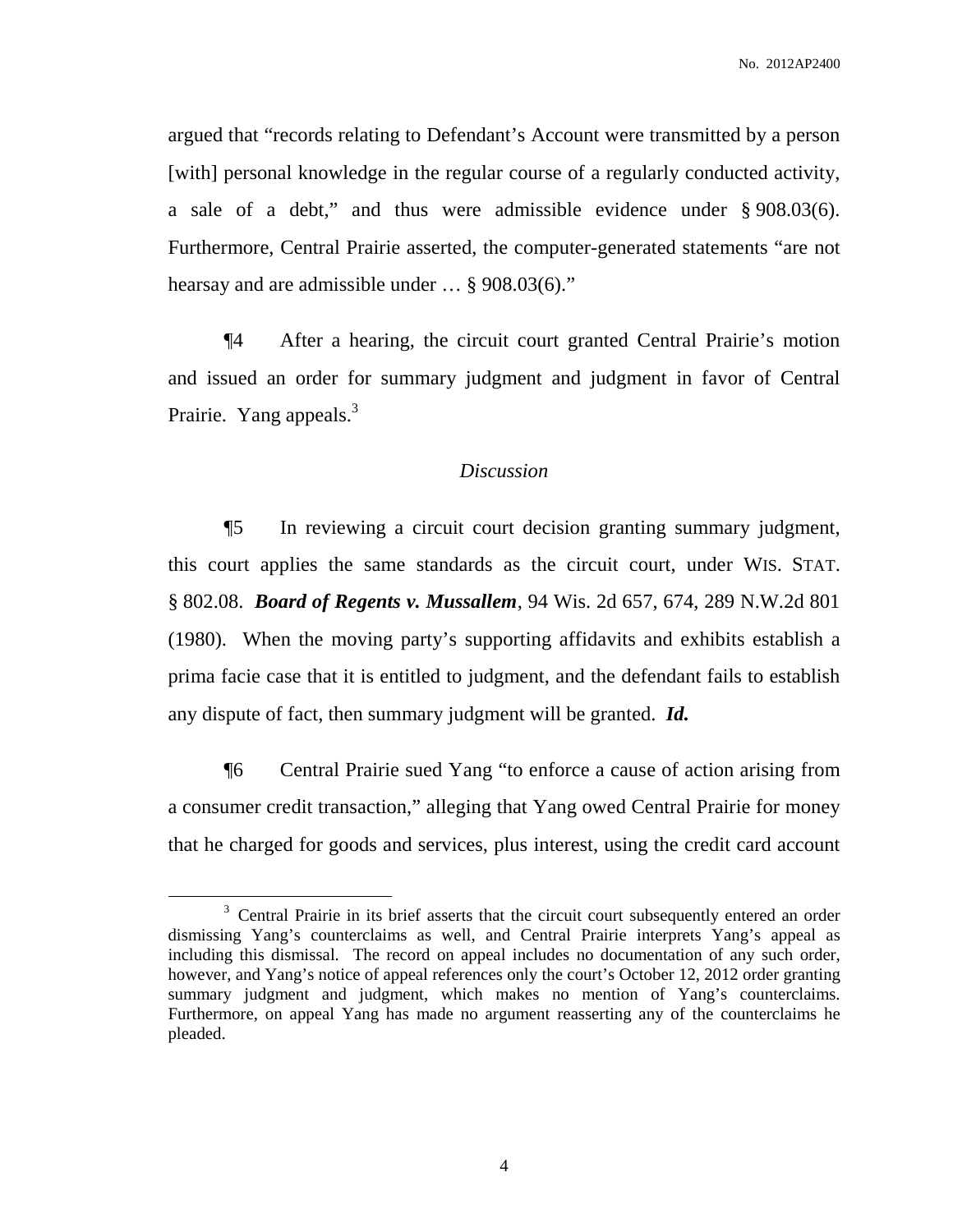argued that "records relating to Defendant's Account were transmitted by a person [with] personal knowledge in the regular course of a regularly conducted activity, a sale of a debt," and thus were admissible evidence under § 908.03(6). Furthermore, Central Prairie asserted, the computer-generated statements "are not hearsay and are admissible under … § 908.03(6)."

¶4 After a hearing, the circuit court granted Central Prairie's motion and issued an order for summary judgment and judgment in favor of Central Prairie. Yang appeals.[3]

## *Discussion*

¶5 In reviewing a circuit court decision granting summary judgment, this court applies the same standards as the circuit court, under WIS. STAT. § 802.08. ***Board of Regents v. Mussallem***, 94 Wis. 2d 657, 674, 289 N.W.2d 801 (1980). When the moving party's supporting affidavits and exhibits establish a prima facie case that it is entitled to judgment, and the defendant fails to establish any dispute of fact, then summary judgment will be granted. ***Id.***

¶6 Central Prairie sued Yang "to enforce a cause of action arising from a consumer credit transaction," alleging that Yang owed Central Prairie for money that he charged for goods and services, plus interest, using the credit card account

---

[3] Central Prairie in its brief asserts that the circuit court subsequently entered an order dismissing Yang's counterclaims as well, and Central Prairie interprets Yang's appeal as including this dismissal. The record on appeal includes no documentation of any such order, however, and Yang's notice of appeal references only the court's October 12, 2012 order granting summary judgment and judgment, which makes no mention of Yang's counterclaims. Furthermore, on appeal Yang has made no argument reasserting any of the counterclaims he pleaded.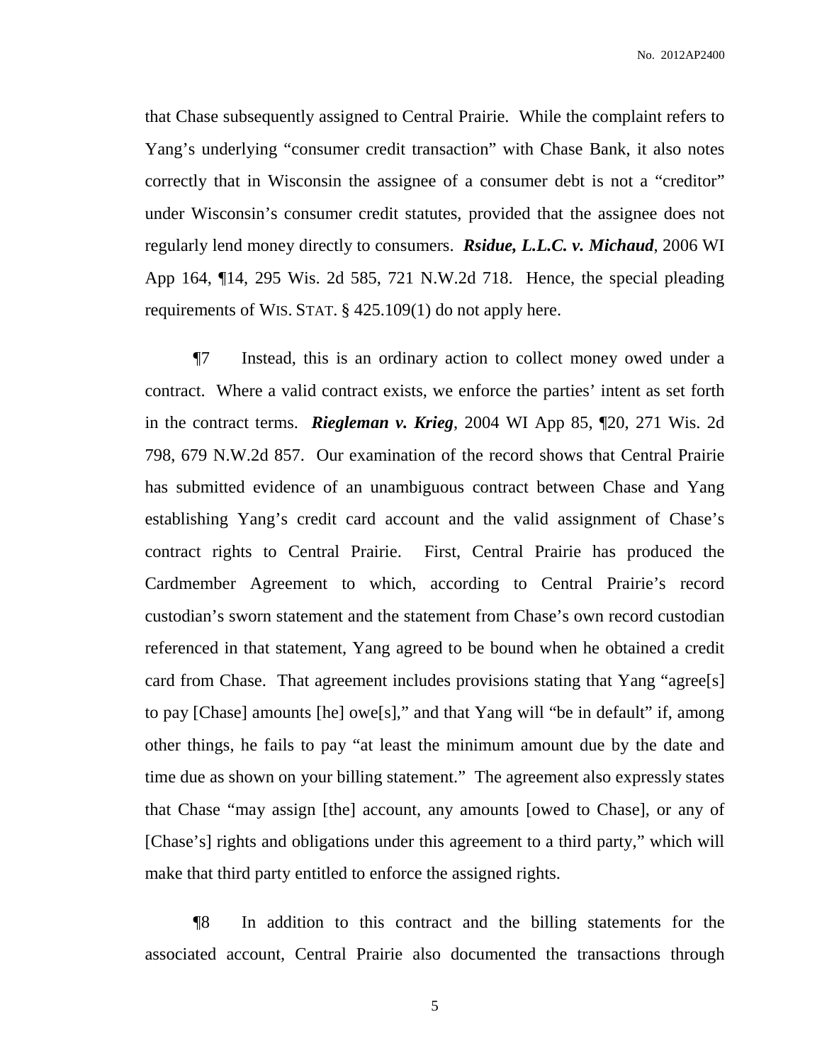that Chase subsequently assigned to Central Prairie. While the complaint refers to Yang's underlying "consumer credit transaction" with Chase Bank, it also notes correctly that in Wisconsin the assignee of a consumer debt is not a "creditor" under Wisconsin's consumer credit statutes, provided that the assignee does not regularly lend money directly to consumers. ***Rsidue, L.L.C. v. Michaud***, 2006 WI App 164, ¶14, 295 Wis. 2d 585, 721 N.W.2d 718. Hence, the special pleading requirements of WIS. STAT. § 425.109(1) do not apply here.

¶7 Instead, this is an ordinary action to collect money owed under a contract. Where a valid contract exists, we enforce the parties' intent as set forth in the contract terms. ***Riegleman v. Krieg***, 2004 WI App 85, ¶20, 271 Wis. 2d 798, 679 N.W.2d 857. Our examination of the record shows that Central Prairie has submitted evidence of an unambiguous contract between Chase and Yang establishing Yang's credit card account and the valid assignment of Chase's contract rights to Central Prairie. First, Central Prairie has produced the Cardmember Agreement to which, according to Central Prairie's record custodian's sworn statement and the statement from Chase's own record custodian referenced in that statement, Yang agreed to be bound when he obtained a credit card from Chase. That agreement includes provisions stating that Yang "agree[s] to pay [Chase] amounts [he] owe[s]," and that Yang will "be in default" if, among other things, he fails to pay "at least the minimum amount due by the date and time due as shown on your billing statement." The agreement also expressly states that Chase "may assign [the] account, any amounts [owed to Chase], or any of [Chase's] rights and obligations under this agreement to a third party," which will make that third party entitled to enforce the assigned rights.

¶8 In addition to this contract and the billing statements for the associated account, Central Prairie also documented the transactions through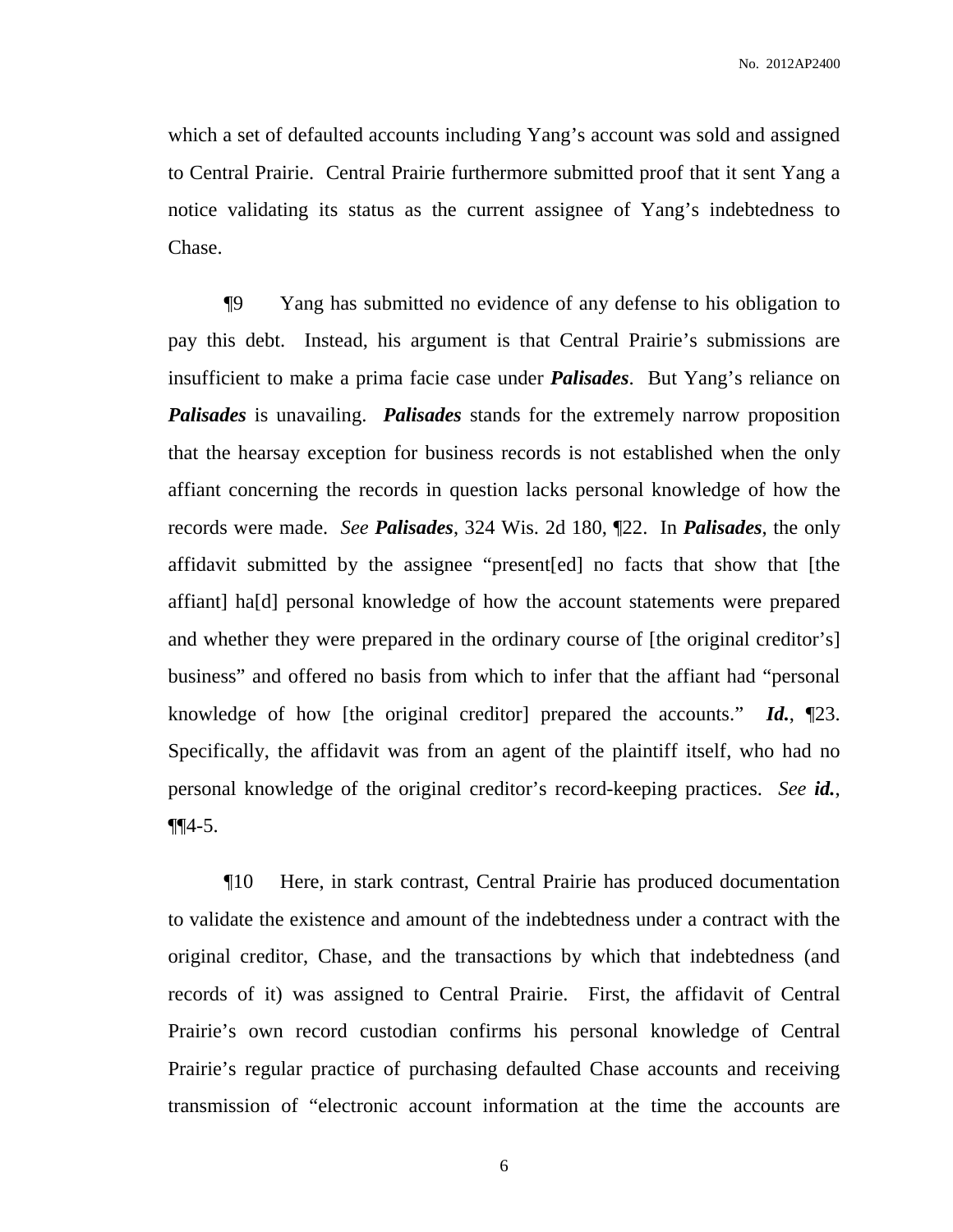which a set of defaulted accounts including Yang's account was sold and assigned to Central Prairie. Central Prairie furthermore submitted proof that it sent Yang a notice validating its status as the current assignee of Yang's indebtedness to Chase.

¶9 Yang has submitted no evidence of any defense to his obligation to pay this debt. Instead, his argument is that Central Prairie's submissions are insufficient to make a prima facie case under ***Palisades***. But Yang's reliance on ***Palisades*** is unavailing. ***Palisades*** stands for the extremely narrow proposition that the hearsay exception for business records is not established when the only affiant concerning the records in question lacks personal knowledge of how the records were made. *See* ***Palisades***, 324 Wis. 2d 180, ¶22. In ***Palisades***, the only affidavit submitted by the assignee "present[ed] no facts that show that [the affiant] ha[d] personal knowledge of how the account statements were prepared and whether they were prepared in the ordinary course of [the original creditor's] business" and offered no basis from which to infer that the affiant had "personal knowledge of how [the original creditor] prepared the accounts." ***Id.***, ¶23. Specifically, the affidavit was from an agent of the plaintiff itself, who had no personal knowledge of the original creditor's record-keeping practices. *See* ***id.***, ¶¶4-5.

¶10 Here, in stark contrast, Central Prairie has produced documentation to validate the existence and amount of the indebtedness under a contract with the original creditor, Chase, and the transactions by which that indebtedness (and records of it) was assigned to Central Prairie. First, the affidavit of Central Prairie's own record custodian confirms his personal knowledge of Central Prairie's regular practice of purchasing defaulted Chase accounts and receiving transmission of "electronic account information at the time the accounts are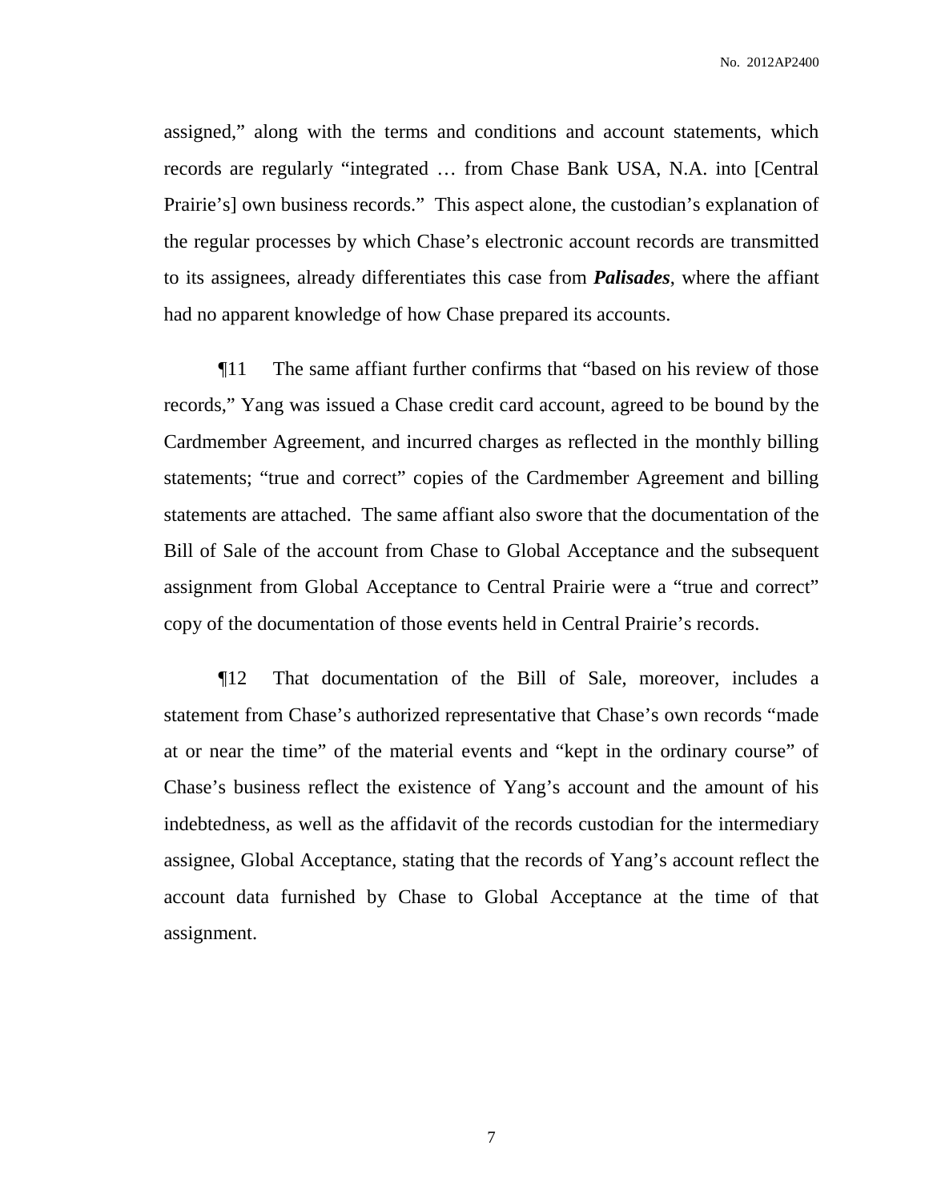assigned," along with the terms and conditions and account statements, which records are regularly "integrated … from Chase Bank USA, N.A. into [Central Prairie's] own business records." This aspect alone, the custodian's explanation of the regular processes by which Chase's electronic account records are transmitted to its assignees, already differentiates this case from ***Palisades***, where the affiant had no apparent knowledge of how Chase prepared its accounts.

¶11 The same affiant further confirms that "based on his review of those records," Yang was issued a Chase credit card account, agreed to be bound by the Cardmember Agreement, and incurred charges as reflected in the monthly billing statements; "true and correct" copies of the Cardmember Agreement and billing statements are attached. The same affiant also swore that the documentation of the Bill of Sale of the account from Chase to Global Acceptance and the subsequent assignment from Global Acceptance to Central Prairie were a "true and correct" copy of the documentation of those events held in Central Prairie's records.

¶12 That documentation of the Bill of Sale, moreover, includes a statement from Chase's authorized representative that Chase's own records "made at or near the time" of the material events and "kept in the ordinary course" of Chase's business reflect the existence of Yang's account and the amount of his indebtedness, as well as the affidavit of the records custodian for the intermediary assignee, Global Acceptance, stating that the records of Yang's account reflect the account data furnished by Chase to Global Acceptance at the time of that assignment.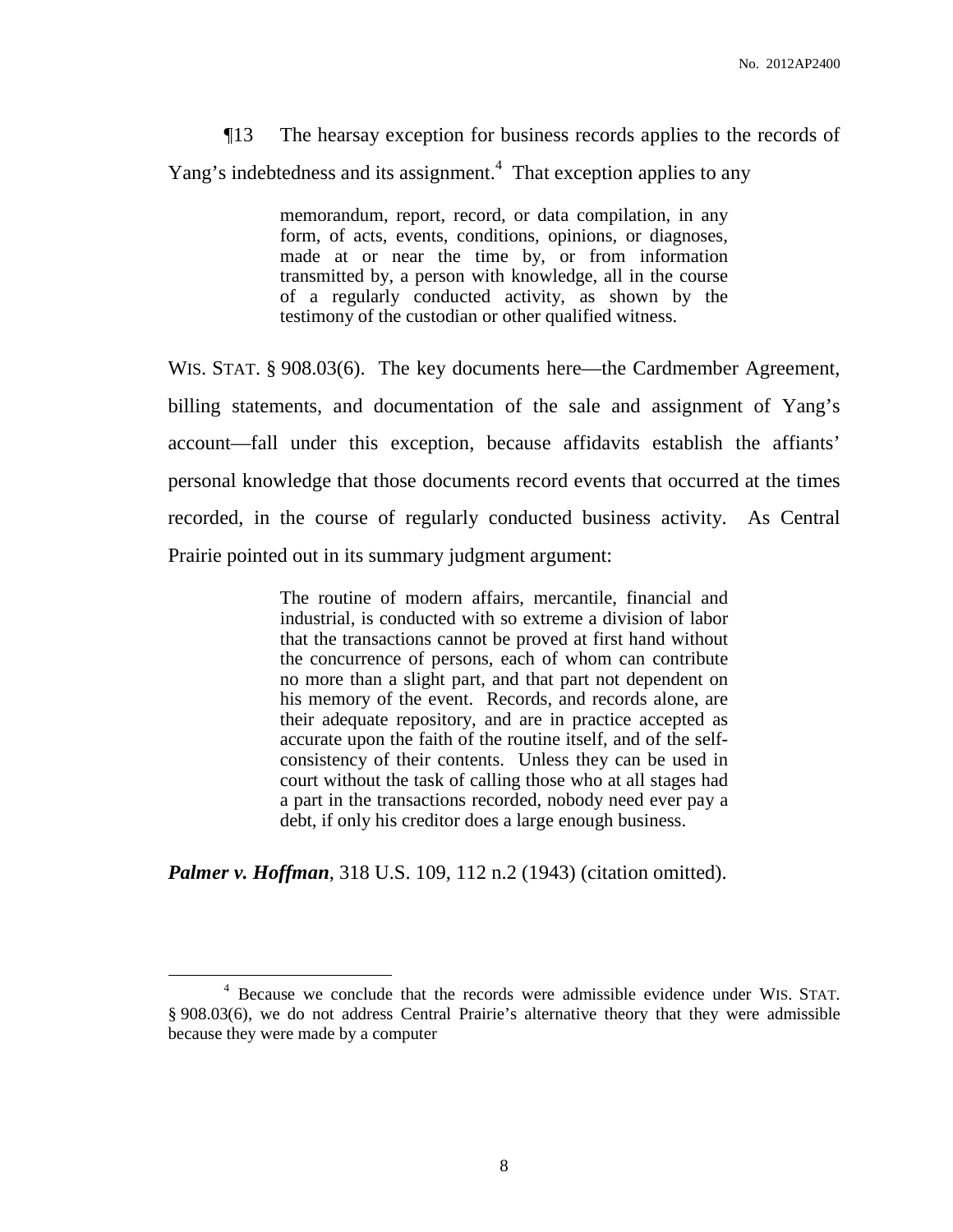¶13 The hearsay exception for business records applies to the records of Yang's indebtedness and its assignment.[4] That exception applies to any

> memorandum, report, record, or data compilation, in any form, of acts, events, conditions, opinions, or diagnoses, made at or near the time by, or from information transmitted by, a person with knowledge, all in the course of a regularly conducted activity, as shown by the testimony of the custodian or other qualified witness.

WIS. STAT. § 908.03(6). The key documents here—the Cardmember Agreement, billing statements, and documentation of the sale and assignment of Yang's account—fall under this exception, because affidavits establish the affiants' personal knowledge that those documents record events that occurred at the times recorded, in the course of regularly conducted business activity. As Central Prairie pointed out in its summary judgment argument:

> The routine of modern affairs, mercantile, financial and industrial, is conducted with so extreme a division of labor that the transactions cannot be proved at first hand without the concurrence of persons, each of whom can contribute no more than a slight part, and that part not dependent on his memory of the event. Records, and records alone, are their adequate repository, and are in practice accepted as accurate upon the faith of the routine itself, and of the self-consistency of their contents. Unless they can be used in court without the task of calling those who at all stages had a part in the transactions recorded, nobody need ever pay a debt, if only his creditor does a large enough business.

***Palmer v. Hoffman***, 318 U.S. 109, 112 n.2 (1943) (citation omitted).

[4] Because we conclude that the records were admissible evidence under WIS. STAT. § 908.03(6), we do not address Central Prairie's alternative theory that they were admissible because they were made by a computer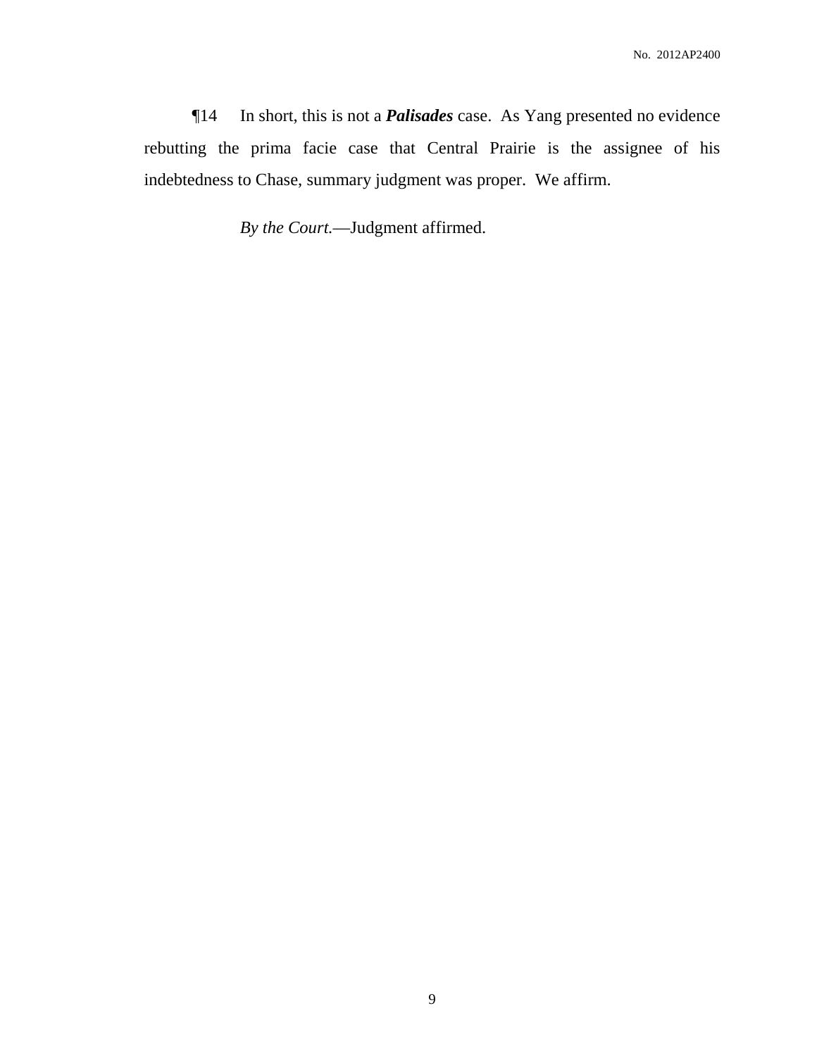¶14 In short, this is not a ***Palisades*** case. As Yang presented no evidence rebutting the prima facie case that Central Prairie is the assignee of his indebtedness to Chase, summary judgment was proper. We affirm.

*By the Court.*—Judgment affirmed.